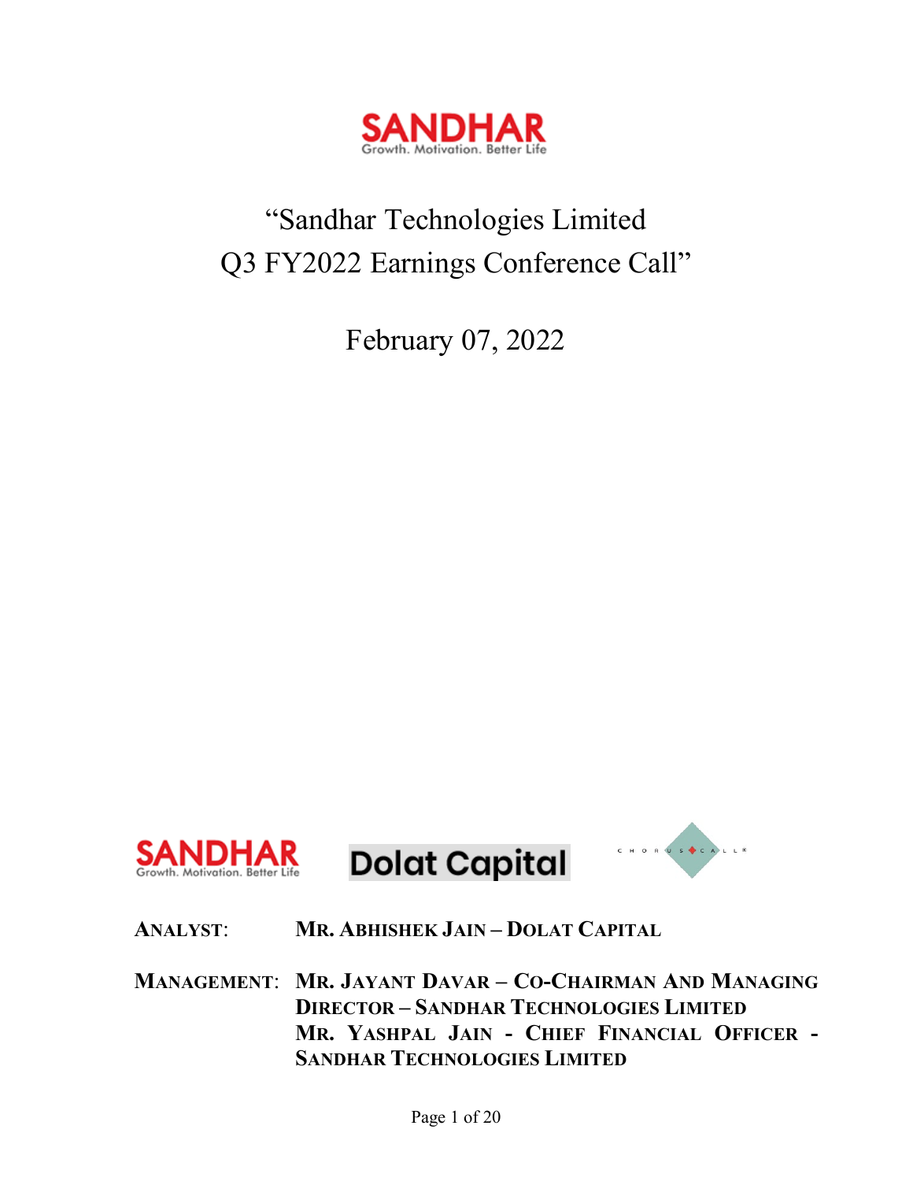# "Sandhar Technologies Limited Q3 FY2022 Earnings Conference Call"

February 07, 2022

**ANALYST:** MR. ABHISHEK JAIN – DOLAT CAPITAL

**MANAGEMENT:** MR. JAYANT DAVAR – CO-CHAIRMAN AND MANAGING DIRECTOR – SANDHAR TECHNOLOGIES LIMITED
MR. YASHPAL JAIN - CHIEF FINANCIAL OFFICER - SANDHAR TECHNOLOGIES LIMITED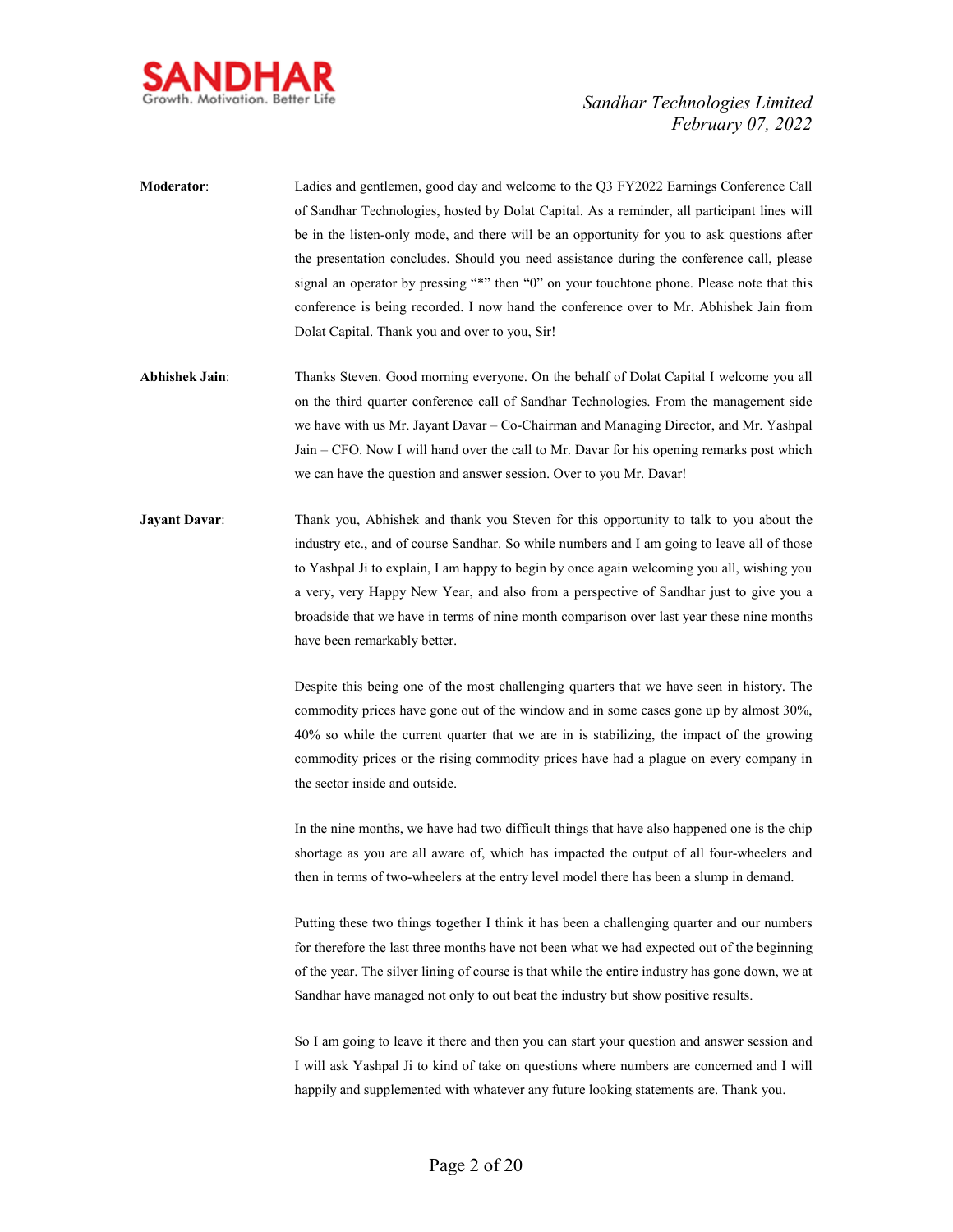**Moderator**: Ladies and gentlemen, good day and welcome to the Q3 FY2022 Earnings Conference Call of Sandhar Technologies, hosted by Dolat Capital. As a reminder, all participant lines will be in the listen-only mode, and there will be an opportunity for you to ask questions after the presentation concludes. Should you need assistance during the conference call, please signal an operator by pressing "*" then "0" on your touchtone phone. Please note that this conference is being recorded. I now hand the conference over to Mr. Abhishek Jain from Dolat Capital. Thank you and over to you, Sir!

**Abhishek Jain**: Thanks Steven. Good morning everyone. On the behalf of Dolat Capital I welcome you all on the third quarter conference call of Sandhar Technologies. From the management side we have with us Mr. Jayant Davar – Co-Chairman and Managing Director, and Mr. Yashpal Jain – CFO. Now I will hand over the call to Mr. Davar for his opening remarks post which we can have the question and answer session. Over to you Mr. Davar!

**Jayant Davar**: Thank you, Abhishek and thank you Steven for this opportunity to talk to you about the industry etc., and of course Sandhar. So while numbers and I am going to leave all of those to Yashpal Ji to explain, I am happy to begin by once again welcoming you all, wishing you a very, very Happy New Year, and also from a perspective of Sandhar just to give you a broadside that we have in terms of nine month comparison over last year these nine months have been remarkably better.

Despite this being one of the most challenging quarters that we have seen in history. The commodity prices have gone out of the window and in some cases gone up by almost 30%, 40% so while the current quarter that we are in is stabilizing, the impact of the growing commodity prices or the rising commodity prices have had a plague on every company in the sector inside and outside.

In the nine months, we have had two difficult things that have also happened one is the chip shortage as you are all aware of, which has impacted the output of all four-wheelers and then in terms of two-wheelers at the entry level model there has been a slump in demand.

Putting these two things together I think it has been a challenging quarter and our numbers for therefore the last three months have not been what we had expected out of the beginning of the year. The silver lining of course is that while the entire industry has gone down, we at Sandhar have managed not only to out beat the industry but show positive results.

So I am going to leave it there and then you can start your question and answer session and I will ask Yashpal Ji to kind of take on questions where numbers are concerned and I will happily and supplemented with whatever any future looking statements are. Thank you.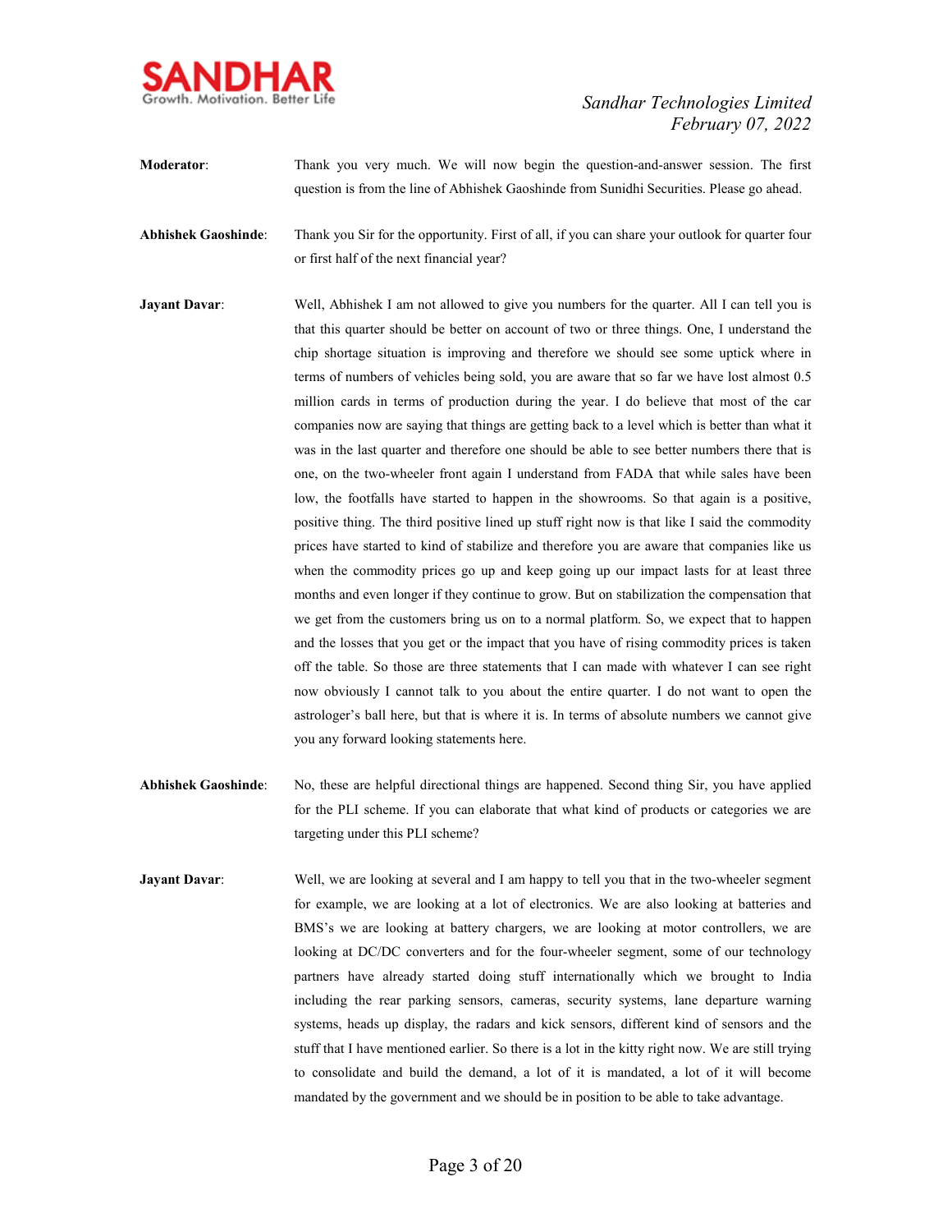**Moderator**: Thank you very much. We will now begin the question-and-answer session. The first question is from the line of Abhishek Gaoshinde from Sunidhi Securities. Please go ahead.

**Abhishek Gaoshinde**: Thank you Sir for the opportunity. First of all, if you can share your outlook for quarter four or first half of the next financial year?

**Jayant Davar**: Well, Abhishek I am not allowed to give you numbers for the quarter. All I can tell you is that this quarter should be better on account of two or three things. One, I understand the chip shortage situation is improving and therefore we should see some uptick where in terms of numbers of vehicles being sold, you are aware that so far we have lost almost 0.5 million cards in terms of production during the year. I do believe that most of the car companies now are saying that things are getting back to a level which is better than what it was in the last quarter and therefore one should be able to see better numbers there that is one, on the two-wheeler front again I understand from FADA that while sales have been low, the footfalls have started to happen in the showrooms. So that again is a positive, positive thing. The third positive lined up stuff right now is that like I said the commodity prices have started to kind of stabilize and therefore you are aware that companies like us when the commodity prices go up and keep going up our impact lasts for at least three months and even longer if they continue to grow. But on stabilization the compensation that we get from the customers bring us on to a normal platform. So, we expect that to happen and the losses that you get or the impact that you have of rising commodity prices is taken off the table. So those are three statements that I can made with whatever I can see right now obviously I cannot talk to you about the entire quarter. I do not want to open the astrologer's ball here, but that is where it is. In terms of absolute numbers we cannot give you any forward looking statements here.

**Abhishek Gaoshinde**: No, these are helpful directional things are happened. Second thing Sir, you have applied for the PLI scheme. If you can elaborate that what kind of products or categories we are targeting under this PLI scheme?

**Jayant Davar**: Well, we are looking at several and I am happy to tell you that in the two-wheeler segment for example, we are looking at a lot of electronics. We are also looking at batteries and BMS's we are looking at battery chargers, we are looking at motor controllers, we are looking at DC/DC converters and for the four-wheeler segment, some of our technology partners have already started doing stuff internationally which we brought to India including the rear parking sensors, cameras, security systems, lane departure warning systems, heads up display, the radars and kick sensors, different kind of sensors and the stuff that I have mentioned earlier. So there is a lot in the kitty right now. We are still trying to consolidate and build the demand, a lot of it is mandated, a lot of it will become mandated by the government and we should be in position to be able to take advantage.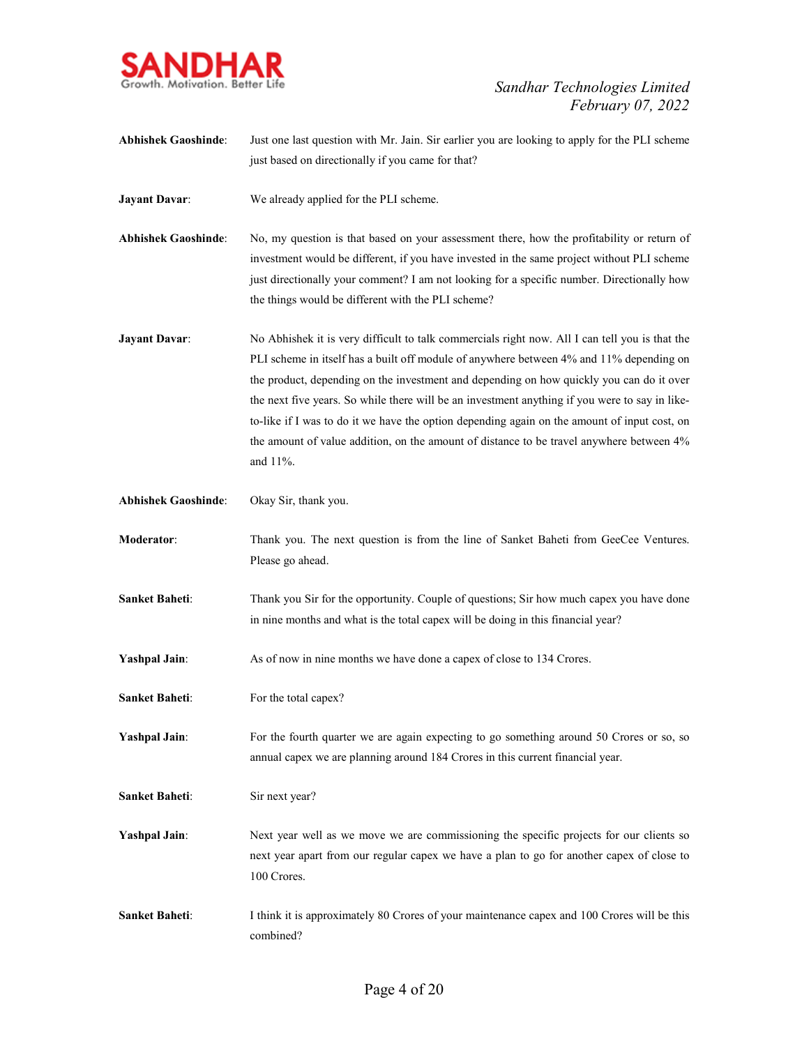**Abhishek Gaoshinde**: Just one last question with Mr. Jain. Sir earlier you are looking to apply for the PLI scheme just based on directionally if you came for that?

**Jayant Davar**: We already applied for the PLI scheme.

**Abhishek Gaoshinde**: No, my question is that based on your assessment there, how the profitability or return of investment would be different, if you have invested in the same project without PLI scheme just directionally your comment? I am not looking for a specific number. Directionally how the things would be different with the PLI scheme?

**Jayant Davar**: No Abhishek it is very difficult to talk commercials right now. All I can tell you is that the PLI scheme in itself has a built off module of anywhere between 4% and 11% depending on the product, depending on the investment and depending on how quickly you can do it over the next five years. So while there will be an investment anything if you were to say in like-to-like if I was to do it we have the option depending again on the amount of input cost, on the amount of value addition, on the amount of distance to be travel anywhere between 4% and 11%.

**Abhishek Gaoshinde**: Okay Sir, thank you.

**Moderator**: Thank you. The next question is from the line of Sanket Baheti from GeeCee Ventures. Please go ahead.

**Sanket Baheti**: Thank you Sir for the opportunity. Couple of questions; Sir how much capex you have done in nine months and what is the total capex will be doing in this financial year?

**Yashpal Jain**: As of now in nine months we have done a capex of close to 134 Crores.

**Sanket Baheti**: For the total capex?

**Yashpal Jain**: For the fourth quarter we are again expecting to go something around 50 Crores or so, so annual capex we are planning around 184 Crores in this current financial year.

**Sanket Baheti**: Sir next year?

**Yashpal Jain**: Next year well as we move we are commissioning the specific projects for our clients so next year apart from our regular capex we have a plan to go for another capex of close to 100 Crores.

**Sanket Baheti**: I think it is approximately 80 Crores of your maintenance capex and 100 Crores will be this combined?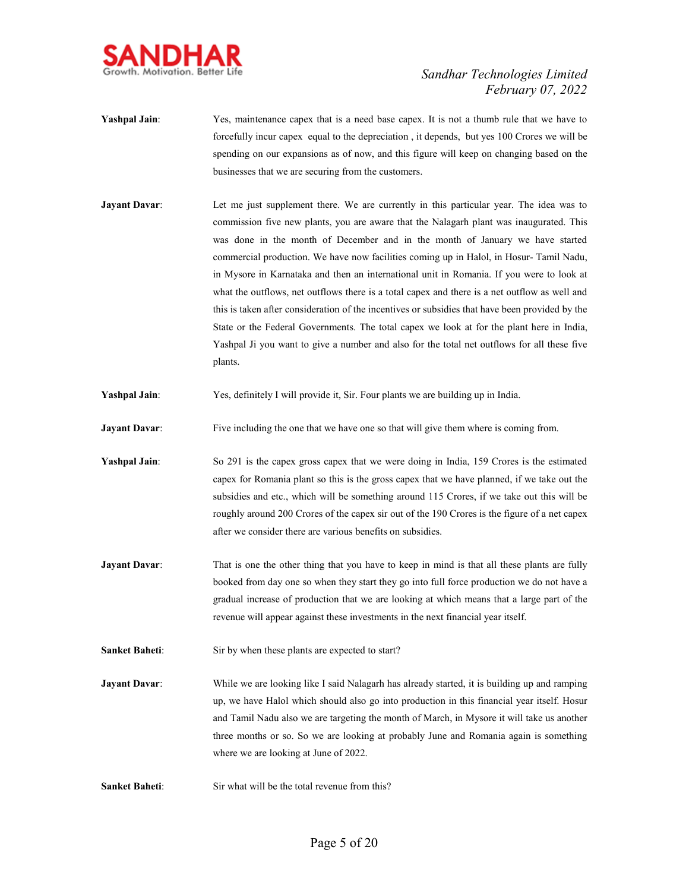**Yashpal Jain**: Yes, maintenance capex that is a need base capex. It is not a thumb rule that we have to forcefully incur capex equal to the depreciation , it depends, but yes 100 Crores we will be spending on our expansions as of now, and this figure will keep on changing based on the businesses that we are securing from the customers.

**Jayant Davar**: Let me just supplement there. We are currently in this particular year. The idea was to commission five new plants, you are aware that the Nalagarh plant was inaugurated. This was done in the month of December and in the month of January we have started commercial production. We have now facilities coming up in Halol, in Hosur- Tamil Nadu, in Mysore in Karnataka and then an international unit in Romania. If you were to look at what the outflows, net outflows there is a total capex and there is a net outflow as well and this is taken after consideration of the incentives or subsidies that have been provided by the State or the Federal Governments. The total capex we look at for the plant here in India, Yashpal Ji you want to give a number and also for the total net outflows for all these five plants.

**Yashpal Jain**: Yes, definitely I will provide it, Sir. Four plants we are building up in India.

**Jayant Davar**: Five including the one that we have one so that will give them where is coming from.

**Yashpal Jain**: So 291 is the capex gross capex that we were doing in India, 159 Crores is the estimated capex for Romania plant so this is the gross capex that we have planned, if we take out the subsidies and etc., which will be something around 115 Crores, if we take out this will be roughly around 200 Crores of the capex sir out of the 190 Crores is the figure of a net capex after we consider there are various benefits on subsidies.

**Jayant Davar**: That is one the other thing that you have to keep in mind is that all these plants are fully booked from day one so when they start they go into full force production we do not have a gradual increase of production that we are looking at which means that a large part of the revenue will appear against these investments in the next financial year itself.

**Sanket Baheti**: Sir by when these plants are expected to start?

**Jayant Davar**: While we are looking like I said Nalagarh has already started, it is building up and ramping up, we have Halol which should also go into production in this financial year itself. Hosur and Tamil Nadu also we are targeting the month of March, in Mysore it will take us another three months or so. So we are looking at probably June and Romania again is something where we are looking at June of 2022.

**Sanket Baheti**: Sir what will be the total revenue from this?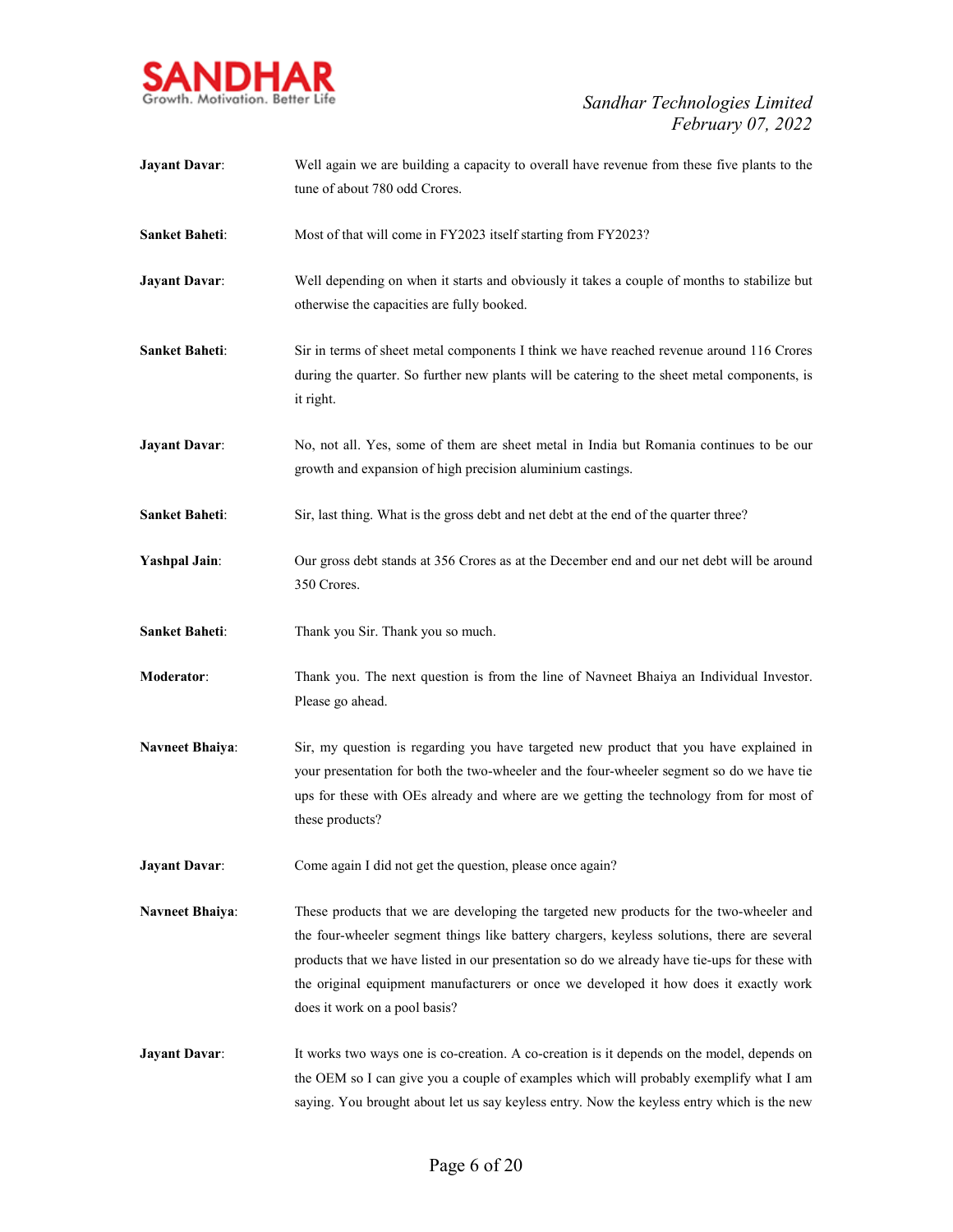**Jayant Davar**: Well again we are building a capacity to overall have revenue from these five plants to the tune of about 780 odd Crores.

**Sanket Baheti**: Most of that will come in FY2023 itself starting from FY2023?

**Jayant Davar**: Well depending on when it starts and obviously it takes a couple of months to stabilize but otherwise the capacities are fully booked.

**Sanket Baheti**: Sir in terms of sheet metal components I think we have reached revenue around 116 Crores during the quarter. So further new plants will be catering to the sheet metal components, is it right.

**Jayant Davar**: No, not all. Yes, some of them are sheet metal in India but Romania continues to be our growth and expansion of high precision aluminium castings.

**Sanket Baheti**: Sir, last thing. What is the gross debt and net debt at the end of the quarter three?

**Yashpal Jain**: Our gross debt stands at 356 Crores as at the December end and our net debt will be around 350 Crores.

**Sanket Baheti**: Thank you Sir. Thank you so much.

**Moderator**: Thank you. The next question is from the line of Navneet Bhaiya an Individual Investor. Please go ahead.

**Navneet Bhaiya**: Sir, my question is regarding you have targeted new product that you have explained in your presentation for both the two-wheeler and the four-wheeler segment so do we have tie ups for these with OEs already and where are we getting the technology from for most of these products?

**Jayant Davar**: Come again I did not get the question, please once again?

**Navneet Bhaiya**: These products that we are developing the targeted new products for the two-wheeler and the four-wheeler segment things like battery chargers, keyless solutions, there are several products that we have listed in our presentation so do we already have tie-ups for these with the original equipment manufacturers or once we developed it how does it exactly work does it work on a pool basis?

**Jayant Davar**: It works two ways one is co-creation. A co-creation is it depends on the model, depends on the OEM so I can give you a couple of examples which will probably exemplify what I am saying. You brought about let us say keyless entry. Now the keyless entry which is the new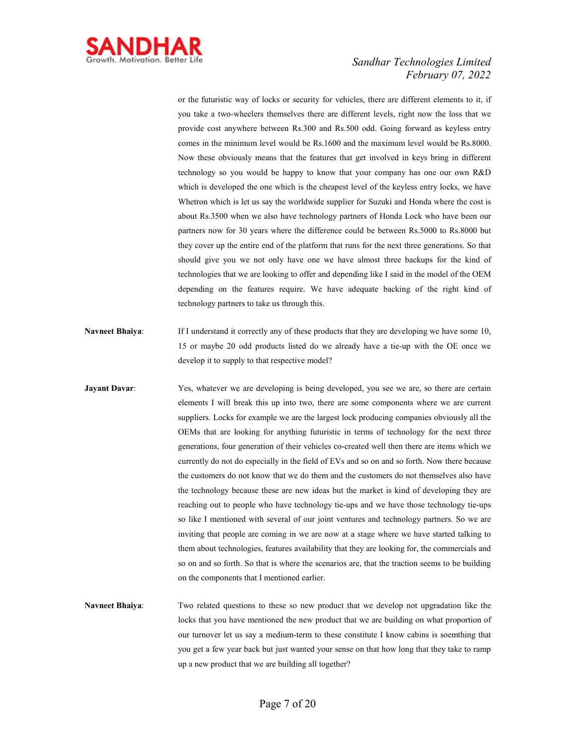or the futuristic way of locks or security for vehicles, there are different elements to it, if you take a two-wheelers themselves there are different levels, right now the loss that we provide cost anywhere between Rs.300 and Rs.500 odd. Going forward as keyless entry comes in the minimum level would be Rs.1600 and the maximum level would be Rs.8000. Now these obviously means that the features that get involved in keys bring in different technology so you would be happy to know that your company has one our own R&D which is developed the one which is the cheapest level of the keyless entry locks, we have Whetron which is let us say the worldwide supplier for Suzuki and Honda where the cost is about Rs.3500 when we also have technology partners of Honda Lock who have been our partners now for 30 years where the difference could be between Rs.5000 to Rs.8000 but they cover up the entire end of the platform that runs for the next three generations. So that should give you we not only have one we have almost three backups for the kind of technologies that we are looking to offer and depending like I said in the model of the OEM depending on the features require. We have adequate backing of the right kind of technology partners to take us through this.

**Navneet Bhaiya**: If I understand it correctly any of these products that they are developing we have some 10, 15 or maybe 20 odd products listed do we already have a tie-up with the OE once we develop it to supply to that respective model?

**Jayant Davar**: Yes, whatever we are developing is being developed, you see we are, so there are certain elements I will break this up into two, there are some components where we are current suppliers. Locks for example we are the largest lock producing companies obviously all the OEMs that are looking for anything futuristic in terms of technology for the next three generations, four generation of their vehicles co-created well then there are items which we currently do not do especially in the field of EVs and so on and so forth. Now there because the customers do not know that we do them and the customers do not themselves also have the technology because these are new ideas but the market is kind of developing they are reaching out to people who have technology tie-ups and we have those technology tie-ups so like I mentioned with several of our joint ventures and technology partners. So we are inviting that people are coming in we are now at a stage where we have started talking to them about technologies, features availability that they are looking for, the commercials and so on and so forth. So that is where the scenarios are, that the traction seems to be building on the components that I mentioned earlier.

**Navneet Bhaiya**: Two related questions to these so new product that we develop not upgradation like the locks that you have mentioned the new product that we are building on what proportion of our turnover let us say a medium-term to these constitute I know cabins is soemthing that you get a few year back but just wanted your sense on that how long that they take to ramp up a new product that we are building all together?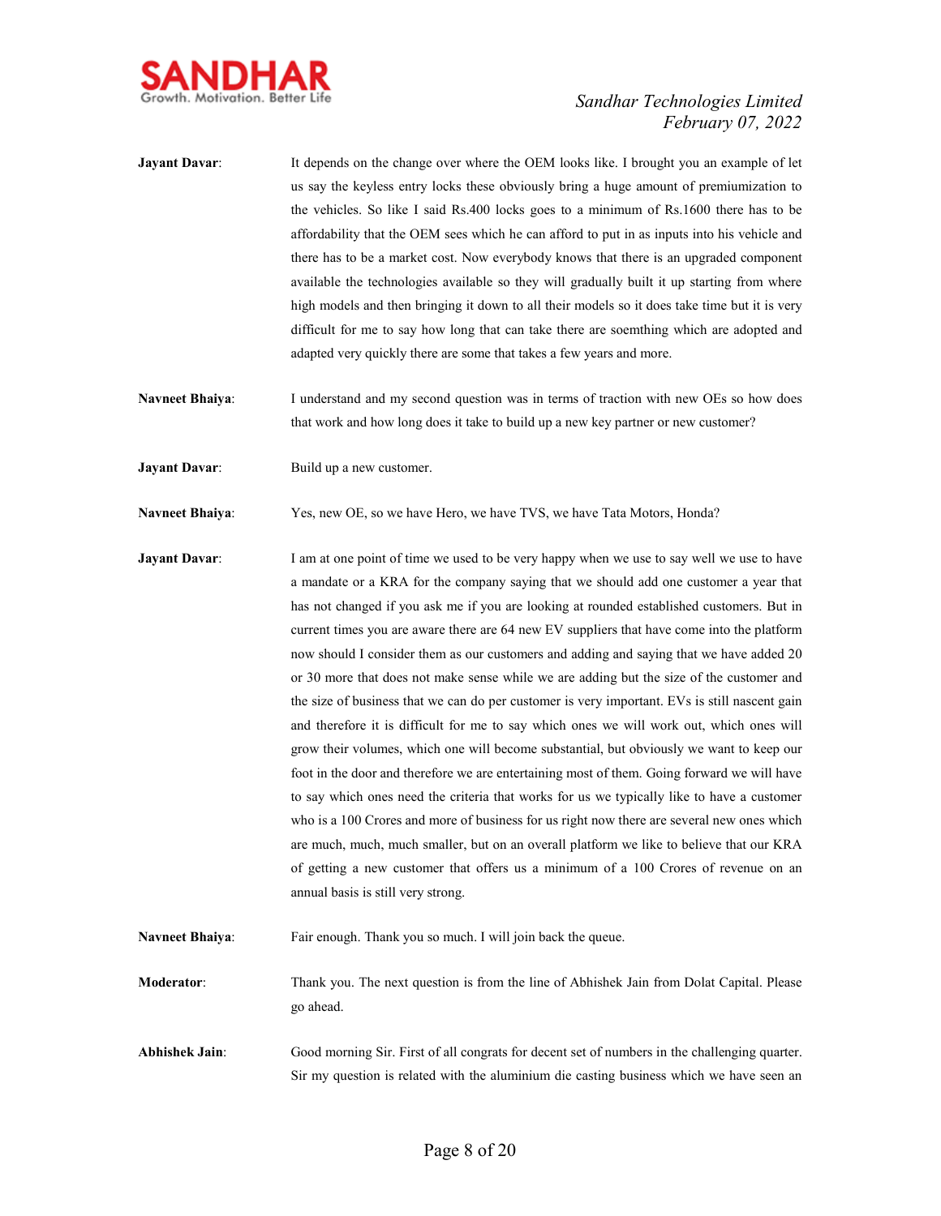**Jayant Davar**: It depends on the change over where the OEM looks like. I brought you an example of let us say the keyless entry locks these obviously bring a huge amount of premiumization to the vehicles. So like I said Rs.400 locks goes to a minimum of Rs.1600 there has to be affordability that the OEM sees which he can afford to put in as inputs into his vehicle and there has to be a market cost. Now everybody knows that there is an upgraded component available the technologies available so they will gradually built it up starting from where high models and then bringing it down to all their models so it does take time but it is very difficult for me to say how long that can take there are soemthing which are adopted and adapted very quickly there are some that takes a few years and more.

**Navneet Bhaiya**: I understand and my second question was in terms of traction with new OEs so how does that work and how long does it take to build up a new key partner or new customer?

**Jayant Davar**: Build up a new customer.

**Navneet Bhaiya**: Yes, new OE, so we have Hero, we have TVS, we have Tata Motors, Honda?

**Jayant Davar**: I am at one point of time we used to be very happy when we use to say well we use to have a mandate or a KRA for the company saying that we should add one customer a year that has not changed if you ask me if you are looking at rounded established customers. But in current times you are aware there are 64 new EV suppliers that have come into the platform now should I consider them as our customers and adding and saying that we have added 20 or 30 more that does not make sense while we are adding but the size of the customer and the size of business that we can do per customer is very important. EVs is still nascent gain and therefore it is difficult for me to say which ones we will work out, which ones will grow their volumes, which one will become substantial, but obviously we want to keep our foot in the door and therefore we are entertaining most of them. Going forward we will have to say which ones need the criteria that works for us we typically like to have a customer who is a 100 Crores and more of business for us right now there are several new ones which are much, much, much smaller, but on an overall platform we like to believe that our KRA of getting a new customer that offers us a minimum of a 100 Crores of revenue on an annual basis is still very strong.

**Navneet Bhaiya**: Fair enough. Thank you so much. I will join back the queue.

**Moderator**: Thank you. The next question is from the line of Abhishek Jain from Dolat Capital. Please go ahead.

**Abhishek Jain**: Good morning Sir. First of all congrats for decent set of numbers in the challenging quarter. Sir my question is related with the aluminium die casting business which we have seen an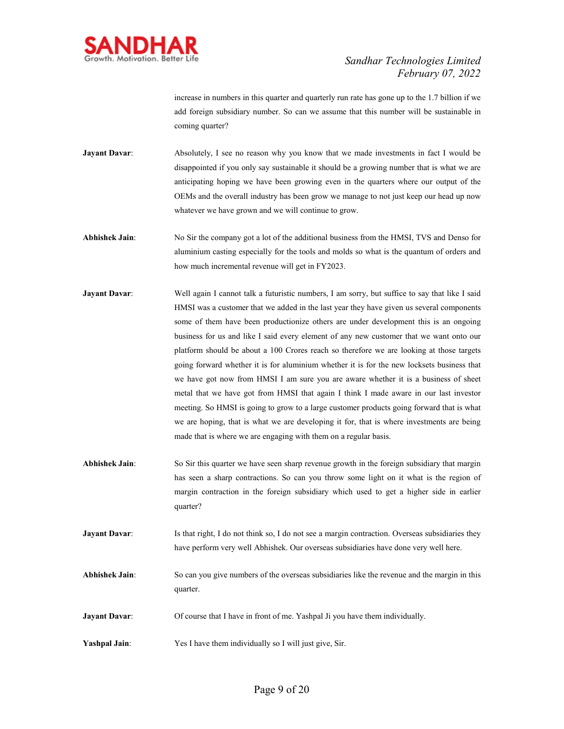increase in numbers in this quarter and quarterly run rate has gone up to the 1.7 billion if we add foreign subsidiary number. So can we assume that this number will be sustainable in coming quarter?

**Jayant Davar**: Absolutely, I see no reason why you know that we made investments in fact I would be disappointed if you only say sustainable it should be a growing number that is what we are anticipating hoping we have been growing even in the quarters where our output of the OEMs and the overall industry has been grow we manage to not just keep our head up now whatever we have grown and we will continue to grow.

**Abhishek Jain**: No Sir the company got a lot of the additional business from the HMSI, TVS and Denso for aluminium casting especially for the tools and molds so what is the quantum of orders and how much incremental revenue will get in FY2023.

**Jayant Davar**: Well again I cannot talk a futuristic numbers, I am sorry, but suffice to say that like I said HMSI was a customer that we added in the last year they have given us several components some of them have been productionize others are under development this is an ongoing business for us and like I said every element of any new customer that we want onto our platform should be about a 100 Crores reach so therefore we are looking at those targets going forward whether it is for aluminium whether it is for the new locksets business that we have got now from HMSI I am sure you are aware whether it is a business of sheet metal that we have got from HMSI that again I think I made aware in our last investor meeting. So HMSI is going to grow to a large customer products going forward that is what we are hoping, that is what we are developing it for, that is where investments are being made that is where we are engaging with them on a regular basis.

**Abhishek Jain**: So Sir this quarter we have seen sharp revenue growth in the foreign subsidiary that margin has seen a sharp contractions. So can you throw some light on it what is the region of margin contraction in the foreign subsidiary which used to get a higher side in earlier quarter?

**Jayant Davar**: Is that right, I do not think so, I do not see a margin contraction. Overseas subsidiaries they have perform very well Abhishek. Our overseas subsidiaries have done very well here.

**Abhishek Jain**: So can you give numbers of the overseas subsidiaries like the revenue and the margin in this quarter.

**Jayant Davar**: Of course that I have in front of me. Yashpal Ji you have them individually.

**Yashpal Jain**: Yes I have them individually so I will just give, Sir.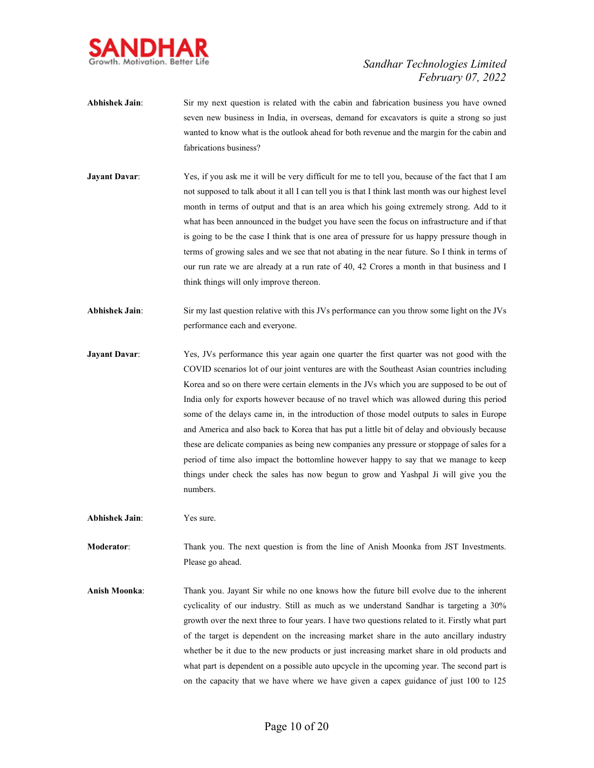**Abhishek Jain**: Sir my next question is related with the cabin and fabrication business you have owned seven new business in India, in overseas, demand for excavators is quite a strong so just wanted to know what is the outlook ahead for both revenue and the margin for the cabin and fabrications business?

**Jayant Davar**: Yes, if you ask me it will be very difficult for me to tell you, because of the fact that I am not supposed to talk about it all I can tell you is that I think last month was our highest level month in terms of output and that is an area which his going extremely strong. Add to it what has been announced in the budget you have seen the focus on infrastructure and if that is going to be the case I think that is one area of pressure for us happy pressure though in terms of growing sales and we see that not abating in the near future. So I think in terms of our run rate we are already at a run rate of 40, 42 Crores a month in that business and I think things will only improve thereon.

**Abhishek Jain**: Sir my last question relative with this JVs performance can you throw some light on the JVs performance each and everyone.

**Jayant Davar**: Yes, JVs performance this year again one quarter the first quarter was not good with the COVID scenarios lot of our joint ventures are with the Southeast Asian countries including Korea and so on there were certain elements in the JVs which you are supposed to be out of India only for exports however because of no travel which was allowed during this period some of the delays came in, in the introduction of those model outputs to sales in Europe and America and also back to Korea that has put a little bit of delay and obviously because these are delicate companies as being new companies any pressure or stoppage of sales for a period of time also impact the bottomline however happy to say that we manage to keep things under check the sales has now begun to grow and Yashpal Ji will give you the numbers.

**Abhishek Jain**: Yes sure.

**Moderator**: Thank you. The next question is from the line of Anish Moonka from JST Investments. Please go ahead.

**Anish Moonka**: Thank you. Jayant Sir while no one knows how the future bill evolve due to the inherent cyclicality of our industry. Still as much as we understand Sandhar is targeting a 30% growth over the next three to four years. I have two questions related to it. Firstly what part of the target is dependent on the increasing market share in the auto ancillary industry whether be it due to the new products or just increasing market share in old products and what part is dependent on a possible auto upcycle in the upcoming year. The second part is on the capacity that we have where we have given a capex guidance of just 100 to 125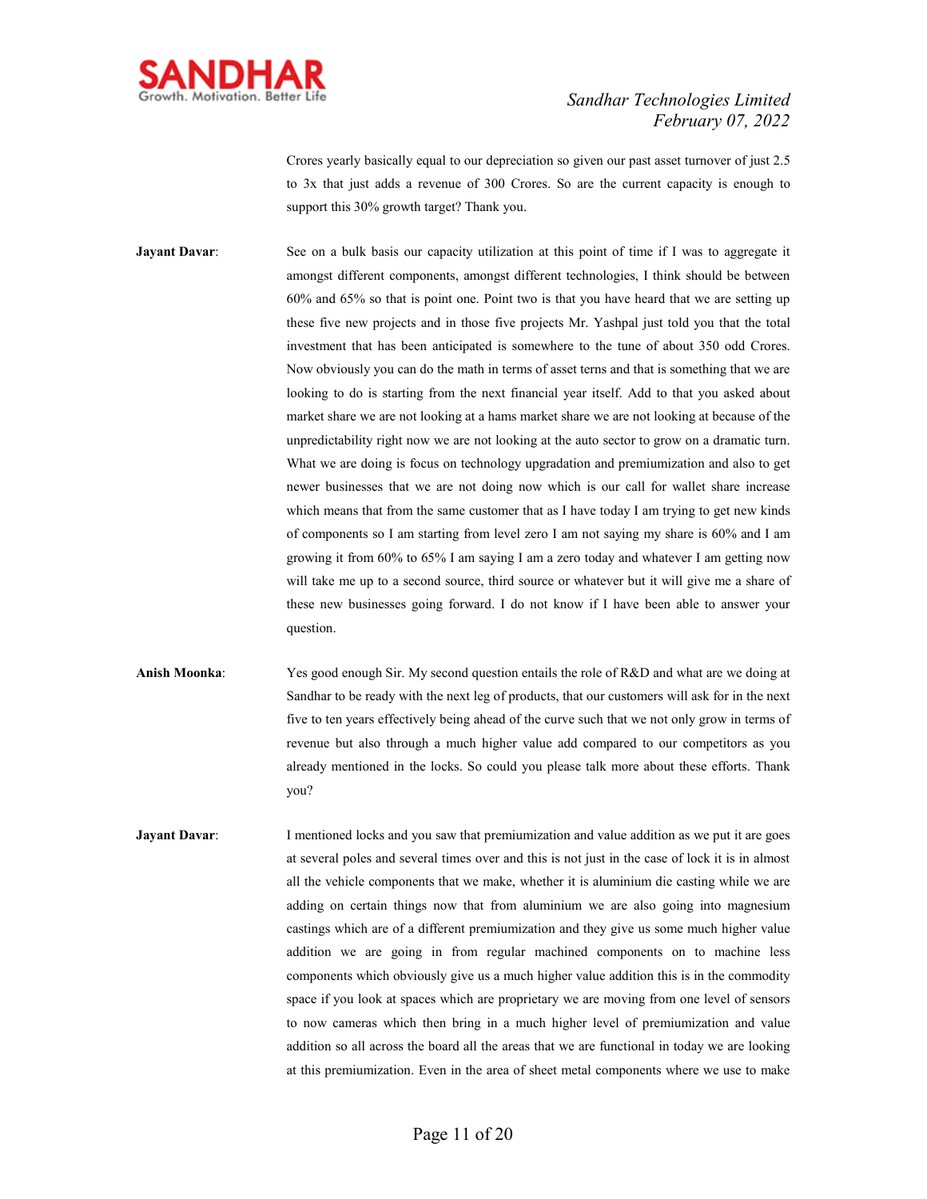Crores yearly basically equal to our depreciation so given our past asset turnover of just 2.5 to 3x that just adds a revenue of 300 Crores. So are the current capacity is enough to support this 30% growth target? Thank you.

**Jayant Davar**: See on a bulk basis our capacity utilization at this point of time if I was to aggregate it amongst different components, amongst different technologies, I think should be between 60% and 65% so that is point one. Point two is that you have heard that we are setting up these five new projects and in those five projects Mr. Yashpal just told you that the total investment that has been anticipated is somewhere to the tune of about 350 odd Crores. Now obviously you can do the math in terms of asset terns and that is something that we are looking to do is starting from the next financial year itself. Add to that you asked about market share we are not looking at a hams market share we are not looking at because of the unpredictability right now we are not looking at the auto sector to grow on a dramatic turn. What we are doing is focus on technology upgradation and premiumization and also to get newer businesses that we are not doing now which is our call for wallet share increase which means that from the same customer that as I have today I am trying to get new kinds of components so I am starting from level zero I am not saying my share is 60% and I am growing it from 60% to 65% I am saying I am a zero today and whatever I am getting now will take me up to a second source, third source or whatever but it will give me a share of these new businesses going forward. I do not know if I have been able to answer your question.

**Anish Moonka**: Yes good enough Sir. My second question entails the role of R&D and what are we doing at Sandhar to be ready with the next leg of products, that our customers will ask for in the next five to ten years effectively being ahead of the curve such that we not only grow in terms of revenue but also through a much higher value add compared to our competitors as you already mentioned in the locks. So could you please talk more about these efforts. Thank you?

**Jayant Davar**: I mentioned locks and you saw that premiumization and value addition as we put it are goes at several poles and several times over and this is not just in the case of lock it is in almost all the vehicle components that we make, whether it is aluminium die casting while we are adding on certain things now that from aluminium we are also going into magnesium castings which are of a different premiumization and they give us some much higher value addition we are going in from regular machined components on to machine less components which obviously give us a much higher value addition this is in the commodity space if you look at spaces which are proprietary we are moving from one level of sensors to now cameras which then bring in a much higher level of premiumization and value addition so all across the board all the areas that we are functional in today we are looking at this premiumization. Even in the area of sheet metal components where we use to make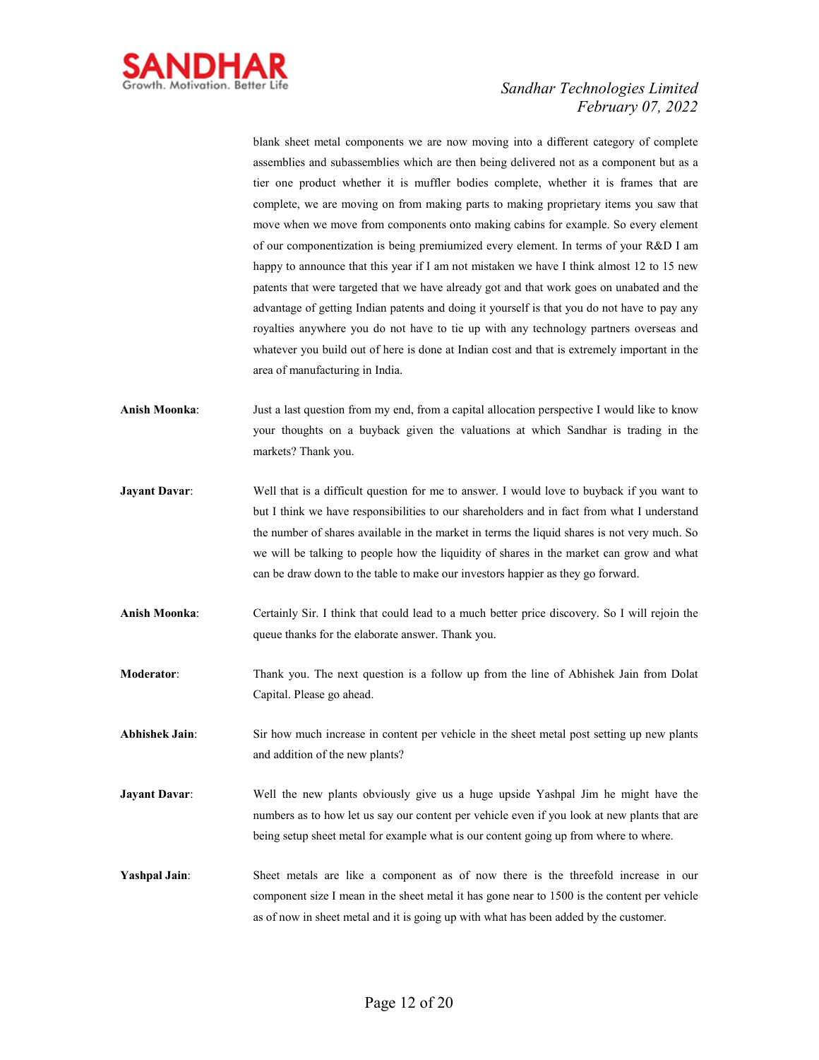blank sheet metal components we are now moving into a different category of complete assemblies and subassemblies which are then being delivered not as a component but as a tier one product whether it is muffler bodies complete, whether it is frames that are complete, we are moving on from making parts to making proprietary items you saw that move when we move from components onto making cabins for example. So every element of our componentization is being premiumized every element. In terms of your R&D I am happy to announce that this year if I am not mistaken we have I think almost 12 to 15 new patents that were targeted that we have already got and that work goes on unabated and the advantage of getting Indian patents and doing it yourself is that you do not have to pay any royalties anywhere you do not have to tie up with any technology partners overseas and whatever you build out of here is done at Indian cost and that is extremely important in the area of manufacturing in India.

**Anish Moonka**: Just a last question from my end, from a capital allocation perspective I would like to know your thoughts on a buyback given the valuations at which Sandhar is trading in the markets? Thank you.

**Jayant Davar**: Well that is a difficult question for me to answer. I would love to buyback if you want to but I think we have responsibilities to our shareholders and in fact from what I understand the number of shares available in the market in terms the liquid shares is not very much. So we will be talking to people how the liquidity of shares in the market can grow and what can be draw down to the table to make our investors happier as they go forward.

**Anish Moonka**: Certainly Sir. I think that could lead to a much better price discovery. So I will rejoin the queue thanks for the elaborate answer. Thank you.

**Moderator**: Thank you. The next question is a follow up from the line of Abhishek Jain from Dolat Capital. Please go ahead.

**Abhishek Jain**: Sir how much increase in content per vehicle in the sheet metal post setting up new plants and addition of the new plants?

**Jayant Davar**: Well the new plants obviously give us a huge upside Yashpal Jim he might have the numbers as to how let us say our content per vehicle even if you look at new plants that are being setup sheet metal for example what is our content going up from where to where.

**Yashpal Jain**: Sheet metals are like a component as of now there is the threefold increase in our component size I mean in the sheet metal it has gone near to 1500 is the content per vehicle as of now in sheet metal and it is going up with what has been added by the customer.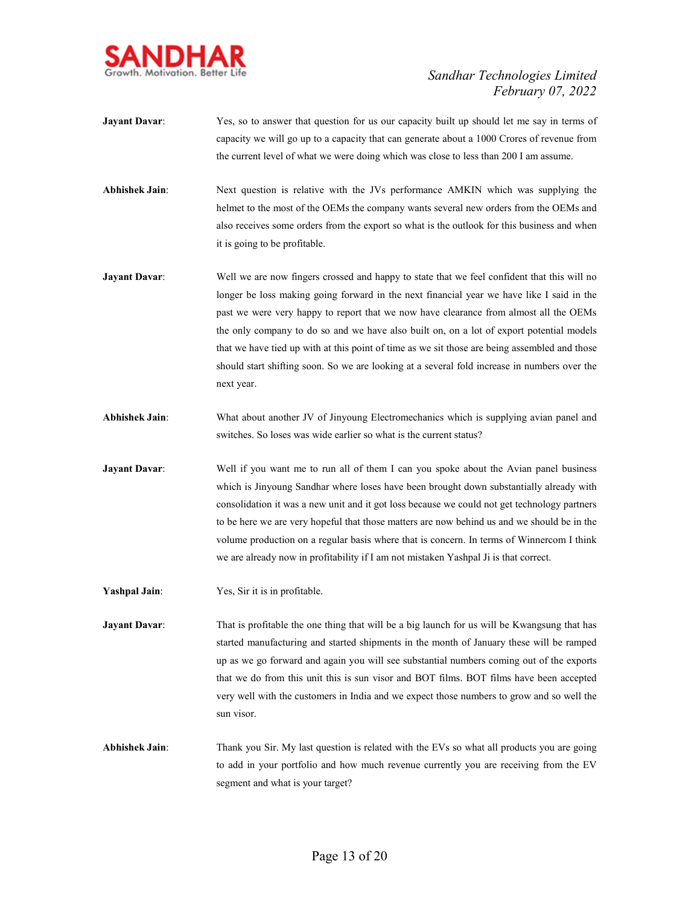**Jayant Davar**: Yes, so to answer that question for us our capacity built up should let me say in terms of capacity we will go up to a capacity that can generate about a 1000 Crores of revenue from the current level of what we were doing which was close to less than 200 I am assume.

**Abhishek Jain**: Next question is relative with the JVs performance AMKIN which was supplying the helmet to the most of the OEMs the company wants several new orders from the OEMs and also receives some orders from the export so what is the outlook for this business and when it is going to be profitable.

**Jayant Davar**: Well we are now fingers crossed and happy to state that we feel confident that this will no longer be loss making going forward in the next financial year we have like I said in the past we were very happy to report that we now have clearance from almost all the OEMs the only company to do so and we have also built on, on a lot of export potential models that we have tied up with at this point of time as we sit those are being assembled and those should start shifting soon. So we are looking at a several fold increase in numbers over the next year.

**Abhishek Jain**: What about another JV of Jinyoung Electromechanics which is supplying avian panel and switches. So loses was wide earlier so what is the current status?

**Jayant Davar**: Well if you want me to run all of them I can you spoke about the Avian panel business which is Jinyoung Sandhar where loses have been brought down substantially already with consolidation it was a new unit and it got loss because we could not get technology partners to be here we are very hopeful that those matters are now behind us and we should be in the volume production on a regular basis where that is concern. In terms of Winnercom I think we are already now in profitability if I am not mistaken Yashpal Ji is that correct.

**Yashpal Jain**: Yes, Sir it is in profitable.

**Jayant Davar**: That is profitable the one thing that will be a big launch for us will be Kwangsung that has started manufacturing and started shipments in the month of January these will be ramped up as we go forward and again you will see substantial numbers coming out of the exports that we do from this unit this is sun visor and BOT films. BOT films have been accepted very well with the customers in India and we expect those numbers to grow and so well the sun visor.

**Abhishek Jain**: Thank you Sir. My last question is related with the EVs so what all products you are going to add in your portfolio and how much revenue currently you are receiving from the EV segment and what is your target?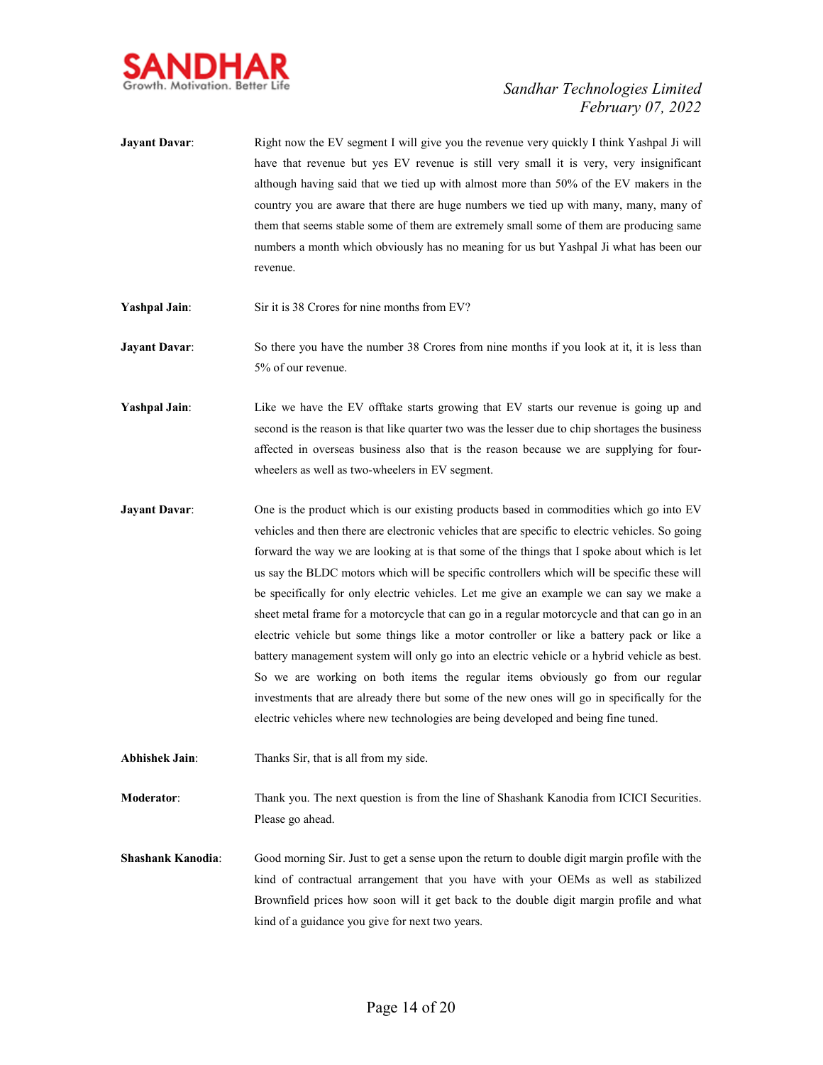**Jayant Davar**: Right now the EV segment I will give you the revenue very quickly I think Yashpal Ji will have that revenue but yes EV revenue is still very small it is very, very insignificant although having said that we tied up with almost more than 50% of the EV makers in the country you are aware that there are huge numbers we tied up with many, many, many of them that seems stable some of them are extremely small some of them are producing same numbers a month which obviously has no meaning for us but Yashpal Ji what has been our revenue.

**Yashpal Jain**: Sir it is 38 Crores for nine months from EV?

**Jayant Davar**: So there you have the number 38 Crores from nine months if you look at it, it is less than 5% of our revenue.

**Yashpal Jain**: Like we have the EV offtake starts growing that EV starts our revenue is going up and second is the reason is that like quarter two was the lesser due to chip shortages the business affected in overseas business also that is the reason because we are supplying for four-wheelers as well as two-wheelers in EV segment.

**Jayant Davar**: One is the product which is our existing products based in commodities which go into EV vehicles and then there are electronic vehicles that are specific to electric vehicles. So going forward the way we are looking at is that some of the things that I spoke about which is let us say the BLDC motors which will be specific controllers which will be specific these will be specifically for only electric vehicles. Let me give an example we can say we make a sheet metal frame for a motorcycle that can go in a regular motorcycle and that can go in an electric vehicle but some things like a motor controller or like a battery pack or like a battery management system will only go into an electric vehicle or a hybrid vehicle as best. So we are working on both items the regular items obviously go from our regular investments that are already there but some of the new ones will go in specifically for the electric vehicles where new technologies are being developed and being fine tuned.

**Abhishek Jain**: Thanks Sir, that is all from my side.

**Moderator**: Thank you. The next question is from the line of Shashank Kanodia from ICICI Securities. Please go ahead.

**Shashank Kanodia**: Good morning Sir. Just to get a sense upon the return to double digit margin profile with the kind of contractual arrangement that you have with your OEMs as well as stabilized Brownfield prices how soon will it get back to the double digit margin profile and what kind of a guidance you give for next two years.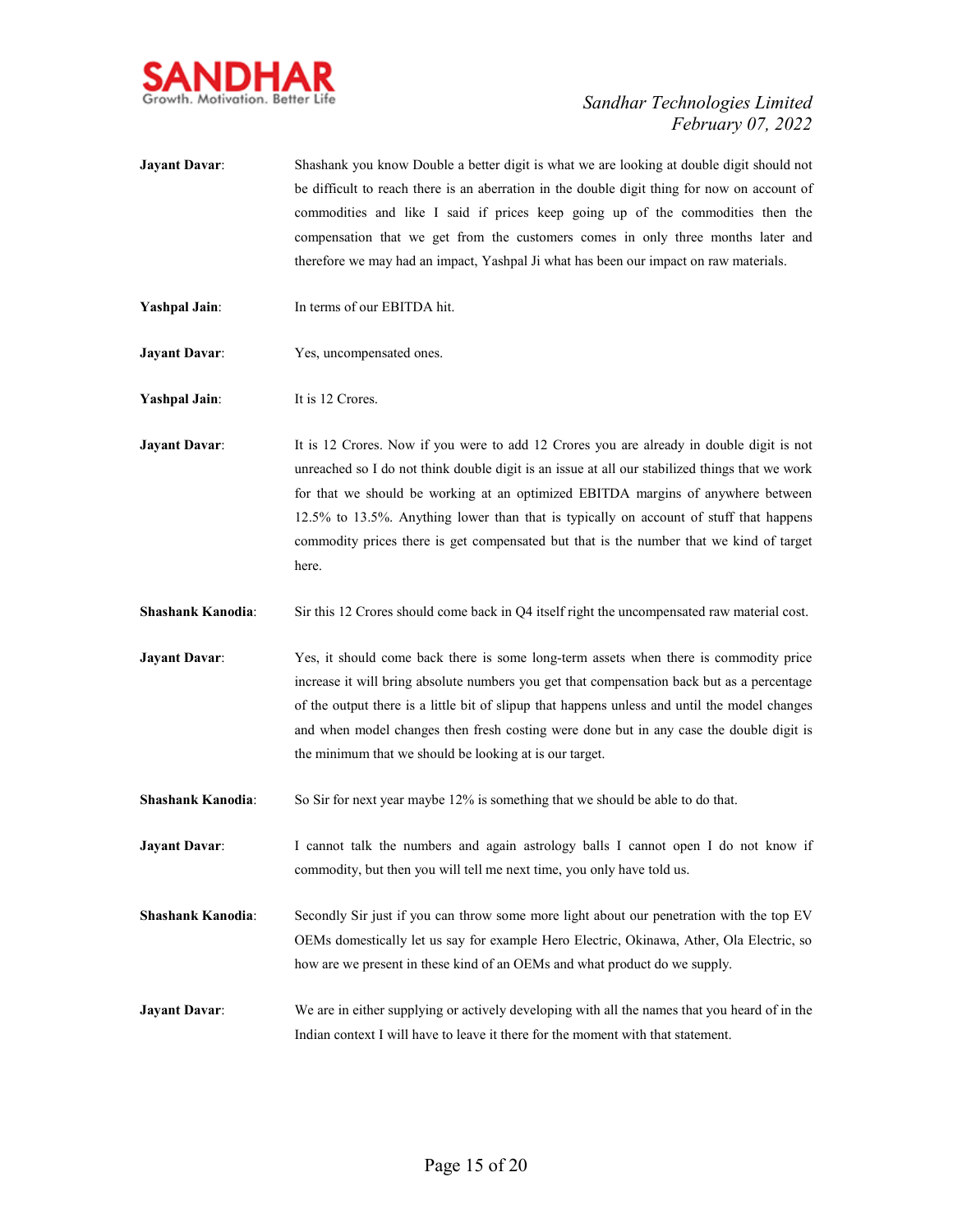**Jayant Davar**: Shashank you know Double a better digit is what we are looking at double digit should not be difficult to reach there is an aberration in the double digit thing for now on account of commodities and like I said if prices keep going up of the commodities then the compensation that we get from the customers comes in only three months later and therefore we may had an impact, Yashpal Ji what has been our impact on raw materials.

**Yashpal Jain**: In terms of our EBITDA hit.

**Jayant Davar**: Yes, uncompensated ones.

**Yashpal Jain**: It is 12 Crores.

**Jayant Davar**: It is 12 Crores. Now if you were to add 12 Crores you are already in double digit is not unreached so I do not think double digit is an issue at all our stabilized things that we work for that we should be working at an optimized EBITDA margins of anywhere between 12.5% to 13.5%. Anything lower than that is typically on account of stuff that happens commodity prices there is get compensated but that is the number that we kind of target here.

**Shashank Kanodia**: Sir this 12 Crores should come back in Q4 itself right the uncompensated raw material cost.

**Jayant Davar**: Yes, it should come back there is some long-term assets when there is commodity price increase it will bring absolute numbers you get that compensation back but as a percentage of the output there is a little bit of slipup that happens unless and until the model changes and when model changes then fresh costing were done but in any case the double digit is the minimum that we should be looking at is our target.

**Shashank Kanodia**: So Sir for next year maybe 12% is something that we should be able to do that.

**Jayant Davar**: I cannot talk the numbers and again astrology balls I cannot open I do not know if commodity, but then you will tell me next time, you only have told us.

**Shashank Kanodia**: Secondly Sir just if you can throw some more light about our penetration with the top EV OEMs domestically let us say for example Hero Electric, Okinawa, Ather, Ola Electric, so how are we present in these kind of an OEMs and what product do we supply.

**Jayant Davar**: We are in either supplying or actively developing with all the names that you heard of in the Indian context I will have to leave it there for the moment with that statement.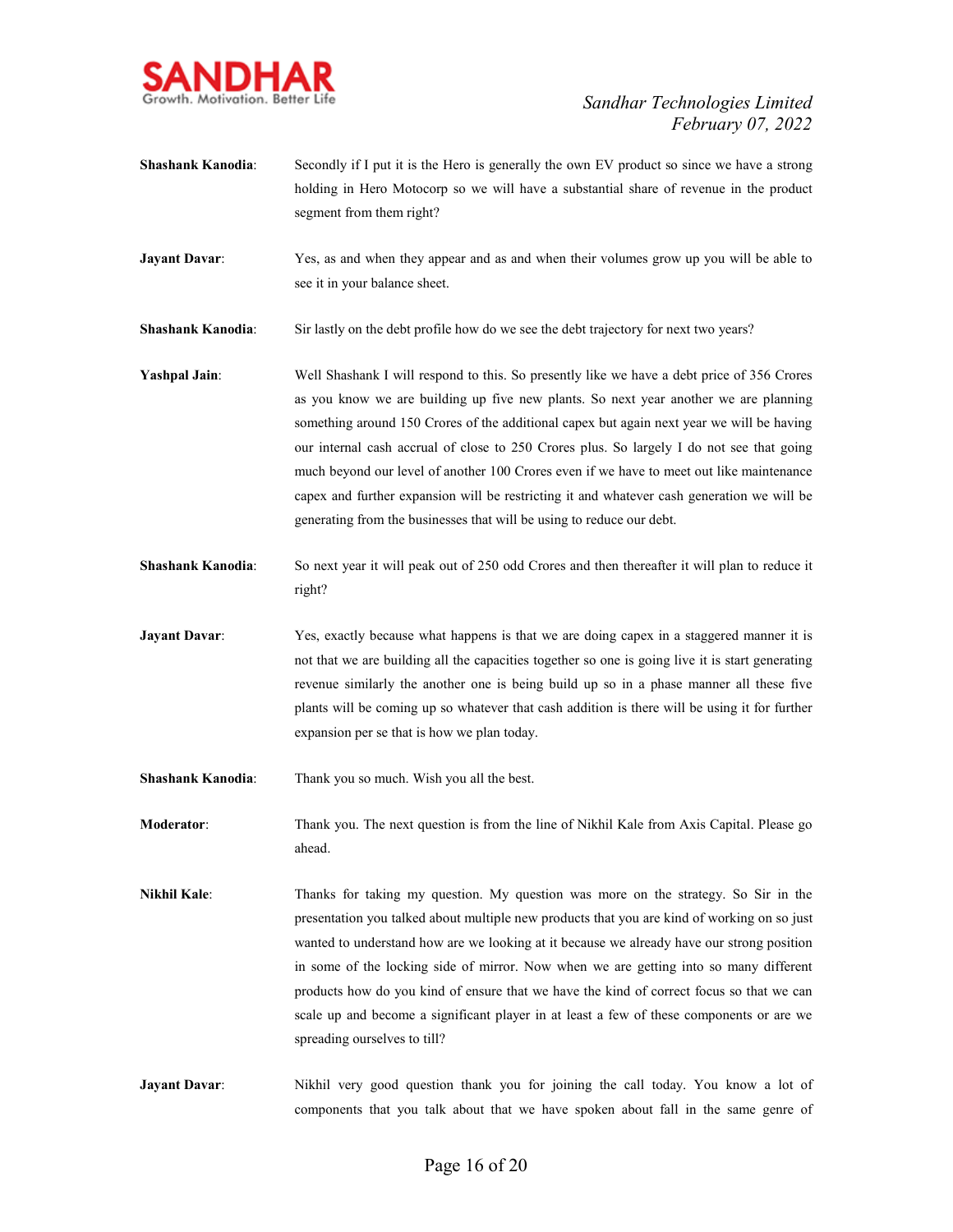**Shashank Kanodia**: Secondly if I put it is the Hero is generally the own EV product so since we have a strong holding in Hero Motocorp so we will have a substantial share of revenue in the product segment from them right?

**Jayant Davar**: Yes, as and when they appear and as and when their volumes grow up you will be able to see it in your balance sheet.

**Shashank Kanodia**: Sir lastly on the debt profile how do we see the debt trajectory for next two years?

**Yashpal Jain**: Well Shashank I will respond to this. So presently like we have a debt price of 356 Crores as you know we are building up five new plants. So next year another we are planning something around 150 Crores of the additional capex but again next year we will be having our internal cash accrual of close to 250 Crores plus. So largely I do not see that going much beyond our level of another 100 Crores even if we have to meet out like maintenance capex and further expansion will be restricting it and whatever cash generation we will be generating from the businesses that will be using to reduce our debt.

**Shashank Kanodia**: So next year it will peak out of 250 odd Crores and then thereafter it will plan to reduce it right?

**Jayant Davar**: Yes, exactly because what happens is that we are doing capex in a staggered manner it is not that we are building all the capacities together so one is going live it is start generating revenue similarly the another one is being build up so in a phase manner all these five plants will be coming up so whatever that cash addition is there will be using it for further expansion per se that is how we plan today.

**Shashank Kanodia**: Thank you so much. Wish you all the best.

**Moderator**: Thank you. The next question is from the line of Nikhil Kale from Axis Capital. Please go ahead.

**Nikhil Kale**: Thanks for taking my question. My question was more on the strategy. So Sir in the presentation you talked about multiple new products that you are kind of working on so just wanted to understand how are we looking at it because we already have our strong position in some of the locking side of mirror. Now when we are getting into so many different products how do you kind of ensure that we have the kind of correct focus so that we can scale up and become a significant player in at least a few of these components or are we spreading ourselves to till?

**Jayant Davar**: Nikhil very good question thank you for joining the call today. You know a lot of components that you talk about that we have spoken about fall in the same genre of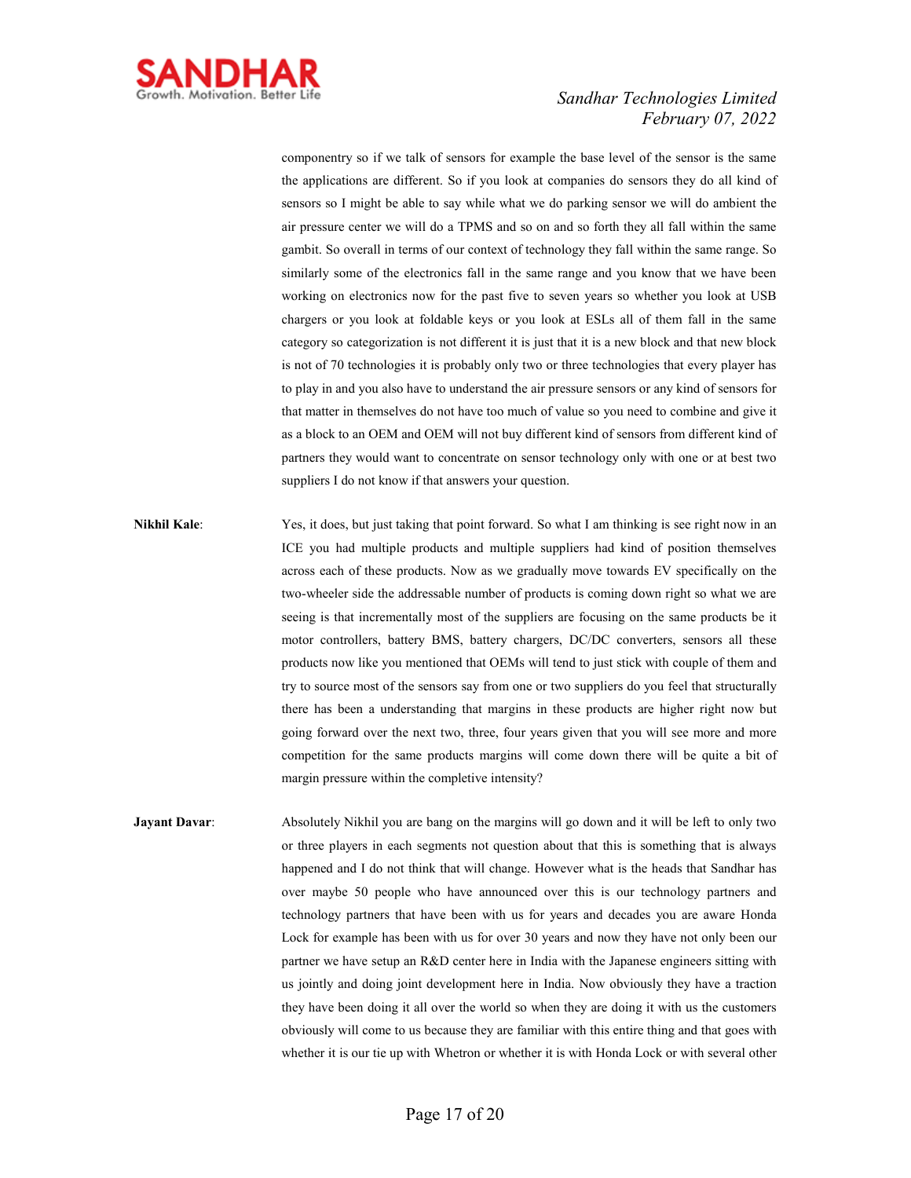componentry so if we talk of sensors for example the base level of the sensor is the same the applications are different. So if you look at companies do sensors they do all kind of sensors so I might be able to say while what we do parking sensor we will do ambient the air pressure center we will do a TPMS and so on and so forth they all fall within the same gambit. So overall in terms of our context of technology they fall within the same range. So similarly some of the electronics fall in the same range and you know that we have been working on electronics now for the past five to seven years so whether you look at USB chargers or you look at foldable keys or you look at ESLs all of them fall in the same category so categorization is not different it is just that it is a new block and that new block is not of 70 technologies it is probably only two or three technologies that every player has to play in and you also have to understand the air pressure sensors or any kind of sensors for that matter in themselves do not have too much of value so you need to combine and give it as a block to an OEM and OEM will not buy different kind of sensors from different kind of partners they would want to concentrate on sensor technology only with one or at best two suppliers I do not know if that answers your question.

**Nikhil Kale**: Yes, it does, but just taking that point forward. So what I am thinking is see right now in an ICE you had multiple products and multiple suppliers had kind of position themselves across each of these products. Now as we gradually move towards EV specifically on the two-wheeler side the addressable number of products is coming down right so what we are seeing is that incrementally most of the suppliers are focusing on the same products be it motor controllers, battery BMS, battery chargers, DC/DC converters, sensors all these products now like you mentioned that OEMs will tend to just stick with couple of them and try to source most of the sensors say from one or two suppliers do you feel that structurally there has been a understanding that margins in these products are higher right now but going forward over the next two, three, four years given that you will see more and more competition for the same products margins will come down there will be quite a bit of margin pressure within the completive intensity?

**Jayant Davar**: Absolutely Nikhil you are bang on the margins will go down and it will be left to only two or three players in each segments not question about that this is something that is always happened and I do not think that will change. However what is the heads that Sandhar has over maybe 50 people who have announced over this is our technology partners and technology partners that have been with us for years and decades you are aware Honda Lock for example has been with us for over 30 years and now they have not only been our partner we have setup an R&D center here in India with the Japanese engineers sitting with us jointly and doing joint development here in India. Now obviously they have a traction they have been doing it all over the world so when they are doing it with us the customers obviously will come to us because they are familiar with this entire thing and that goes with whether it is our tie up with Whetron or whether it is with Honda Lock or with several other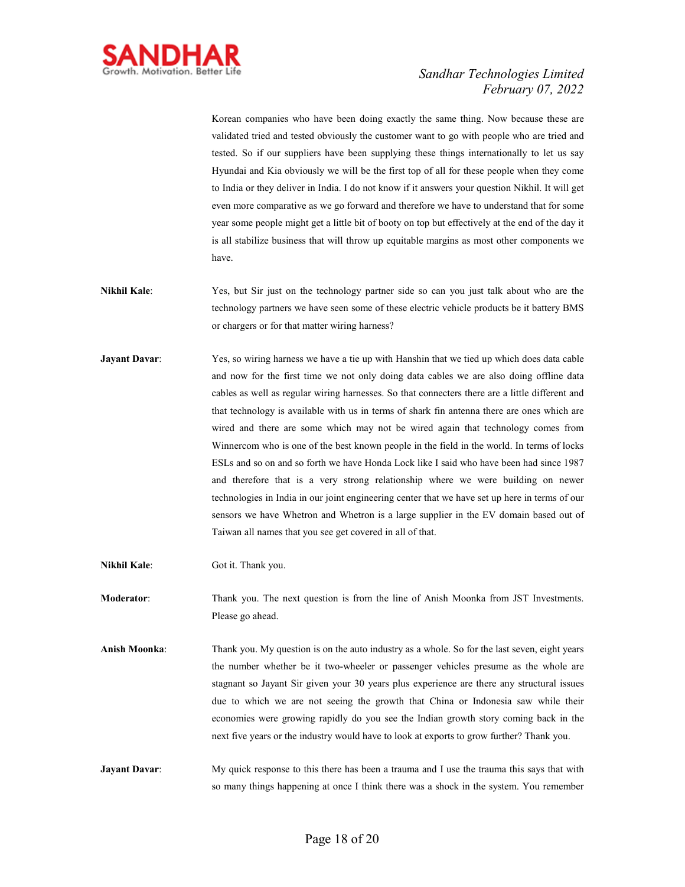Korean companies who have been doing exactly the same thing. Now because these are validated tried and tested obviously the customer want to go with people who are tried and tested. So if our suppliers have been supplying these things internationally to let us say Hyundai and Kia obviously we will be the first top of all for these people when they come to India or they deliver in India. I do not know if it answers your question Nikhil. It will get even more comparative as we go forward and therefore we have to understand that for some year some people might get a little bit of booty on top but effectively at the end of the day it is all stabilize business that will throw up equitable margins as most other components we have.

**Nikhil Kale**: Yes, but Sir just on the technology partner side so can you just talk about who are the technology partners we have seen some of these electric vehicle products be it battery BMS or chargers or for that matter wiring harness?

**Jayant Davar**: Yes, so wiring harness we have a tie up with Hanshin that we tied up with which does data cable and now for the first time we not only doing data cables we are also doing offline data cables as well as regular wiring harnesses. So that connecters there are a little different and that technology is available with us in terms of shark fin antenna there are ones which are wired and there are some which may not be wired again that technology comes from Winnercom who is one of the best known people in the field in the world. In terms of locks ESLs and so on and so forth we have Honda Lock like I said who have been had since 1987 and therefore that is a very strong relationship where we were building on newer technologies in India in our joint engineering center that we have set up here in terms of our sensors we have Whetron and Whetron is a large supplier in the EV domain based out of Taiwan all names that you see get covered in all of that.

**Nikhil Kale**: Got it. Thank you.

**Moderator**: Thank you. The next question is from the line of Anish Moonka from JST Investments. Please go ahead.

**Anish Moonka**: Thank you. My question is on the auto industry as a whole. So for the last seven, eight years the number whether be it two-wheeler or passenger vehicles presume as the whole are stagnant so Jayant Sir given your 30 years plus experience are there any structural issues due to which we are not seeing the growth that China or Indonesia saw while their economies were growing rapidly do you see the Indian growth story coming back in the next five years or the industry would have to look at exports to grow further? Thank you.

**Jayant Davar**: My quick response to this there has been a trauma and I use the trauma this says that with so many things happening at once I think there was a shock in the system. You remember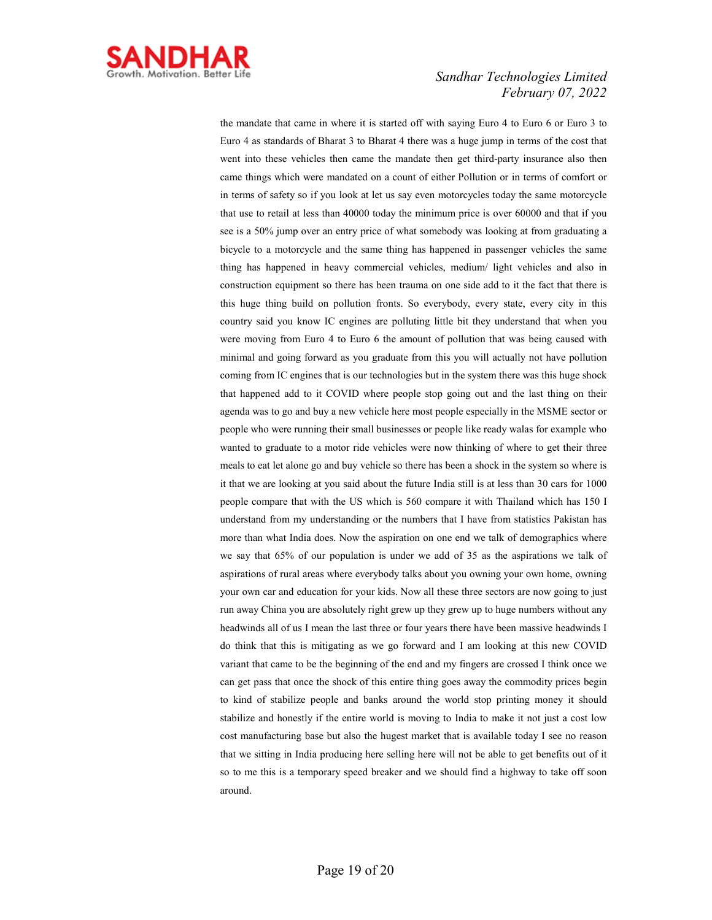the mandate that came in where it is started off with saying Euro 4 to Euro 6 or Euro 3 to Euro 4 as standards of Bharat 3 to Bharat 4 there was a huge jump in terms of the cost that went into these vehicles then came the mandate then get third-party insurance also then came things which were mandated on a count of either Pollution or in terms of comfort or in terms of safety so if you look at let us say even motorcycles today the same motorcycle that use to retail at less than 40000 today the minimum price is over 60000 and that if you see is a 50% jump over an entry price of what somebody was looking at from graduating a bicycle to a motorcycle and the same thing has happened in passenger vehicles the same thing has happened in heavy commercial vehicles, medium/ light vehicles and also in construction equipment so there has been trauma on one side add to it the fact that there is this huge thing build on pollution fronts. So everybody, every state, every city in this country said you know IC engines are polluting little bit they understand that when you were moving from Euro 4 to Euro 6 the amount of pollution that was being caused with minimal and going forward as you graduate from this you will actually not have pollution coming from IC engines that is our technologies but in the system there was this huge shock that happened add to it COVID where people stop going out and the last thing on their agenda was to go and buy a new vehicle here most people especially in the MSME sector or people who were running their small businesses or people like ready walas for example who wanted to graduate to a motor ride vehicles were now thinking of where to get their three meals to eat let alone go and buy vehicle so there has been a shock in the system so where is it that we are looking at you said about the future India still is at less than 30 cars for 1000 people compare that with the US which is 560 compare it with Thailand which has 150 I understand from my understanding or the numbers that I have from statistics Pakistan has more than what India does. Now the aspiration on one end we talk of demographics where we say that 65% of our population is under we add of 35 as the aspirations we talk of aspirations of rural areas where everybody talks about you owning your own home, owning your own car and education for your kids. Now all these three sectors are now going to just run away China you are absolutely right grew up they grew up to huge numbers without any headwinds all of us I mean the last three or four years there have been massive headwinds I do think that this is mitigating as we go forward and I am looking at this new COVID variant that came to be the beginning of the end and my fingers are crossed I think once we can get pass that once the shock of this entire thing goes away the commodity prices begin to kind of stabilize people and banks around the world stop printing money it should stabilize and honestly if the entire world is moving to India to make it not just a cost low cost manufacturing base but also the hugest market that is available today I see no reason that we sitting in India producing here selling here will not be able to get benefits out of it so to me this is a temporary speed breaker and we should find a highway to take off soon around.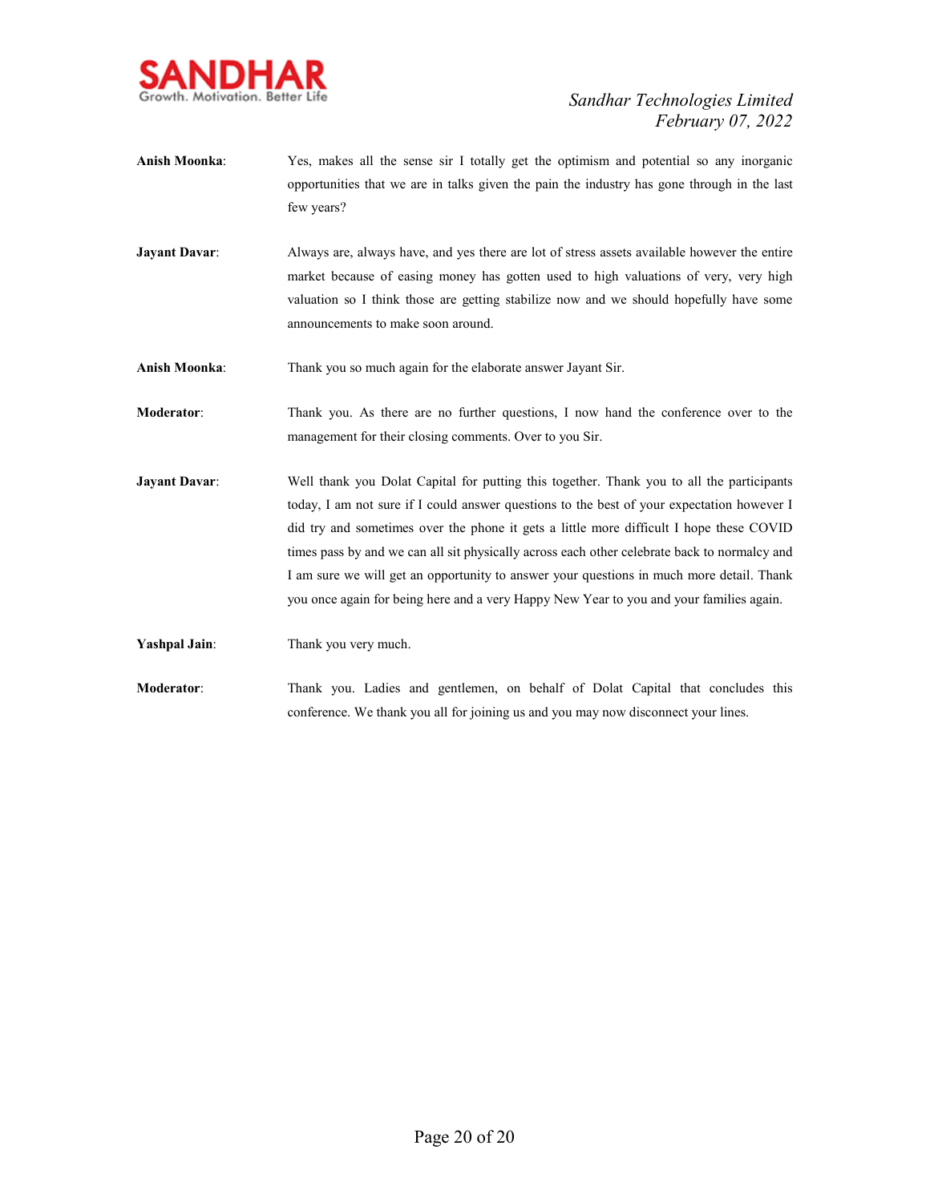**Anish Moonka**: Yes, makes all the sense sir I totally get the optimism and potential so any inorganic opportunities that we are in talks given the pain the industry has gone through in the last few years?

**Jayant Davar**: Always are, always have, and yes there are lot of stress assets available however the entire market because of easing money has gotten used to high valuations of very, very high valuation so I think those are getting stabilize now and we should hopefully have some announcements to make soon around.

**Anish Moonka**: Thank you so much again for the elaborate answer Jayant Sir.

**Moderator**: Thank you. As there are no further questions, I now hand the conference over to the management for their closing comments. Over to you Sir.

**Jayant Davar**: Well thank you Dolat Capital for putting this together. Thank you to all the participants today, I am not sure if I could answer questions to the best of your expectation however I did try and sometimes over the phone it gets a little more difficult I hope these COVID times pass by and we can all sit physically across each other celebrate back to normalcy and I am sure we will get an opportunity to answer your questions in much more detail. Thank you once again for being here and a very Happy New Year to you and your families again.

**Yashpal Jain**: Thank you very much.

**Moderator**: Thank you. Ladies and gentlemen, on behalf of Dolat Capital that concludes this conference. We thank you all for joining us and you may now disconnect your lines.